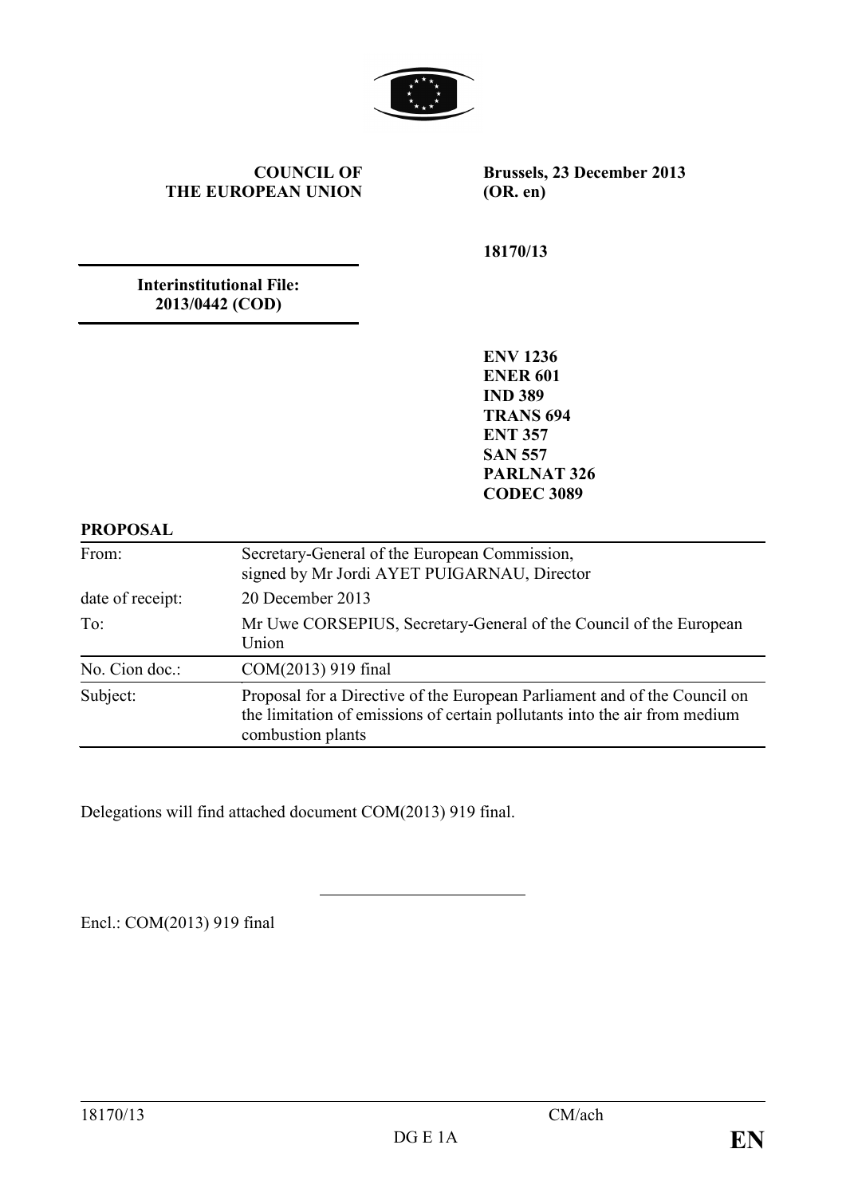**COUNCIL OF THE EUROPEAN UNION**

**Brussels, 23 December 2013 (OR. en)**

**18170/13**

**Interinstitutional File: 2013/0442 (COD)**

**ENV 1236**
**ENER 601**
**IND 389**
**TRANS 694**
**ENT 357**
**SAN 557**
**PARLNAT 326**
**CODEC 3089**

**PROPOSAL**

| | |
|---|---|
| From: | Secretary-General of the European Commission, signed by Mr Jordi AYET PUIGARNAU, Director |
| date of receipt: | 20 December 2013 |
| To: | Mr Uwe CORSEPIUS, Secretary-General of the Council of the European Union |
| No. Cion doc.: | COM(2013) 919 final |
| Subject: | Proposal for a Directive of the European Parliament and of the Council on the limitation of emissions of certain pollutants into the air from medium combustion plants |

Delegations will find attached document COM(2013) 919 final.

---

Encl.: COM(2013) 919 final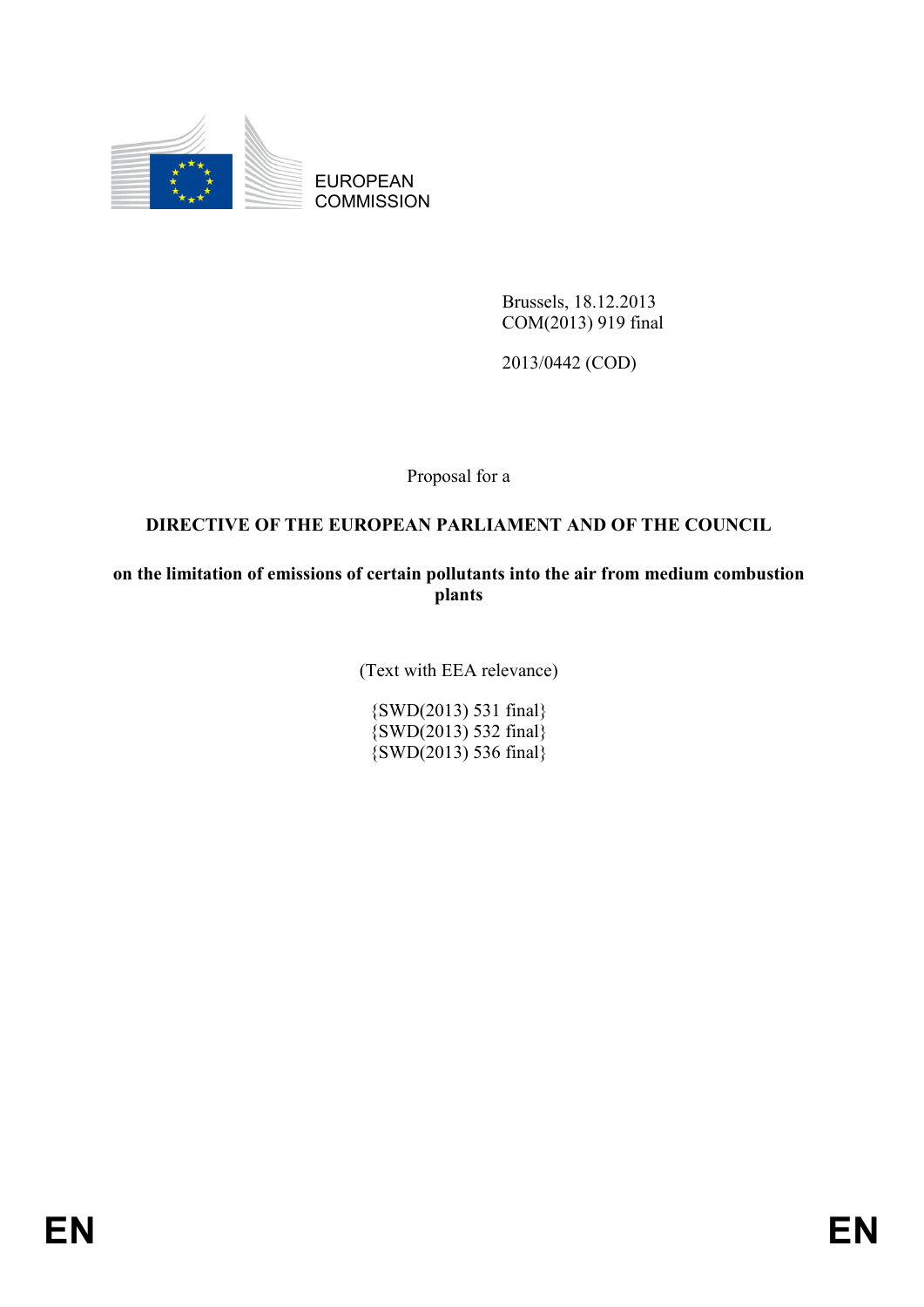EUROPEAN COMMISSION

Brussels, 18.12.2013
COM(2013) 919 final

2013/0442 (COD)

Proposal for a

**DIRECTIVE OF THE EUROPEAN PARLIAMENT AND OF THE COUNCIL**

**on the limitation of emissions of certain pollutants into the air from medium combustion plants**

(Text with EEA relevance)

{SWD(2013) 531 final}
{SWD(2013) 532 final}
{SWD(2013) 536 final}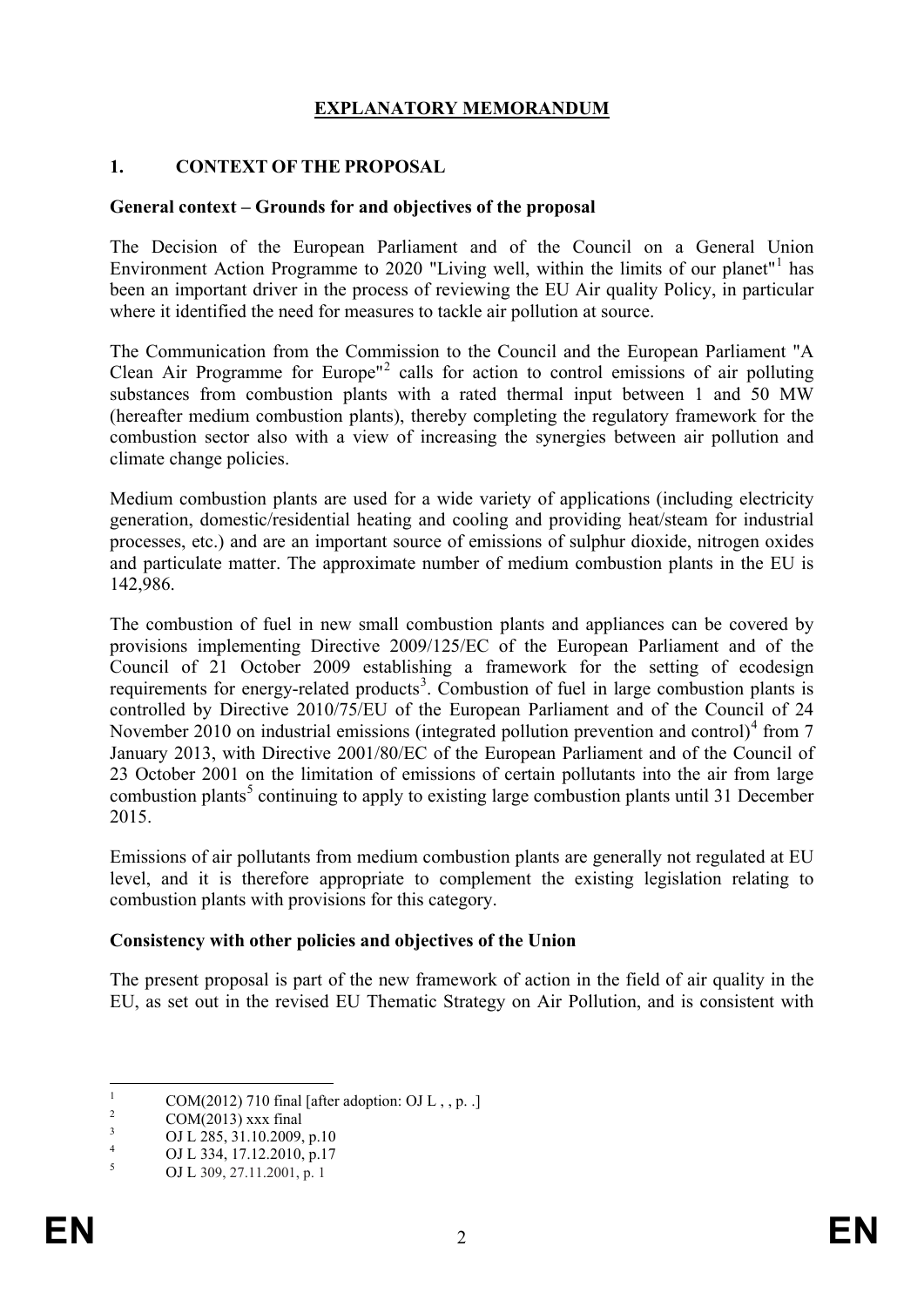# EXPLANATORY MEMORANDUM

## 1. CONTEXT OF THE PROPOSAL

### General context – Grounds for and objectives of the proposal

The Decision of the European Parliament and of the Council on a General Union Environment Action Programme to 2020 "Living well, within the limits of our planet"[1] has been an important driver in the process of reviewing the EU Air quality Policy, in particular where it identified the need for measures to tackle air pollution at source.

The Communication from the Commission to the Council and the European Parliament "A Clean Air Programme for Europe"[2] calls for action to control emissions of air polluting substances from combustion plants with a rated thermal input between 1 and 50 MW (hereafter medium combustion plants), thereby completing the regulatory framework for the combustion sector also with a view of increasing the synergies between air pollution and climate change policies.

Medium combustion plants are used for a wide variety of applications (including electricity generation, domestic/residential heating and cooling and providing heat/steam for industrial processes, etc.) and are an important source of emissions of sulphur dioxide, nitrogen oxides and particulate matter. The approximate number of medium combustion plants in the EU is 142,986.

The combustion of fuel in new small combustion plants and appliances can be covered by provisions implementing Directive 2009/125/EC of the European Parliament and of the Council of 21 October 2009 establishing a framework for the setting of ecodesign requirements for energy-related products[3]. Combustion of fuel in large combustion plants is controlled by Directive 2010/75/EU of the European Parliament and of the Council of 24 November 2010 on industrial emissions (integrated pollution prevention and control)[4] from 7 January 2013, with Directive 2001/80/EC of the European Parliament and of the Council of 23 October 2001 on the limitation of emissions of certain pollutants into the air from large combustion plants[5] continuing to apply to existing large combustion plants until 31 December 2015.

Emissions of air pollutants from medium combustion plants are generally not regulated at EU level, and it is therefore appropriate to complement the existing legislation relating to combustion plants with provisions for this category.

### Consistency with other policies and objectives of the Union

The present proposal is part of the new framework of action in the field of air quality in the EU, as set out in the revised EU Thematic Strategy on Air Pollution, and is consistent with

---

[1] COM(2012) 710 final [after adoption: OJ L , , p. .]

[2] COM(2013) xxx final

[3] OJ L 285, 31.10.2009, p.10

[4] OJ L 334, 17.12.2010, p.17

[5] OJ L 309, 27.11.2001, p. 1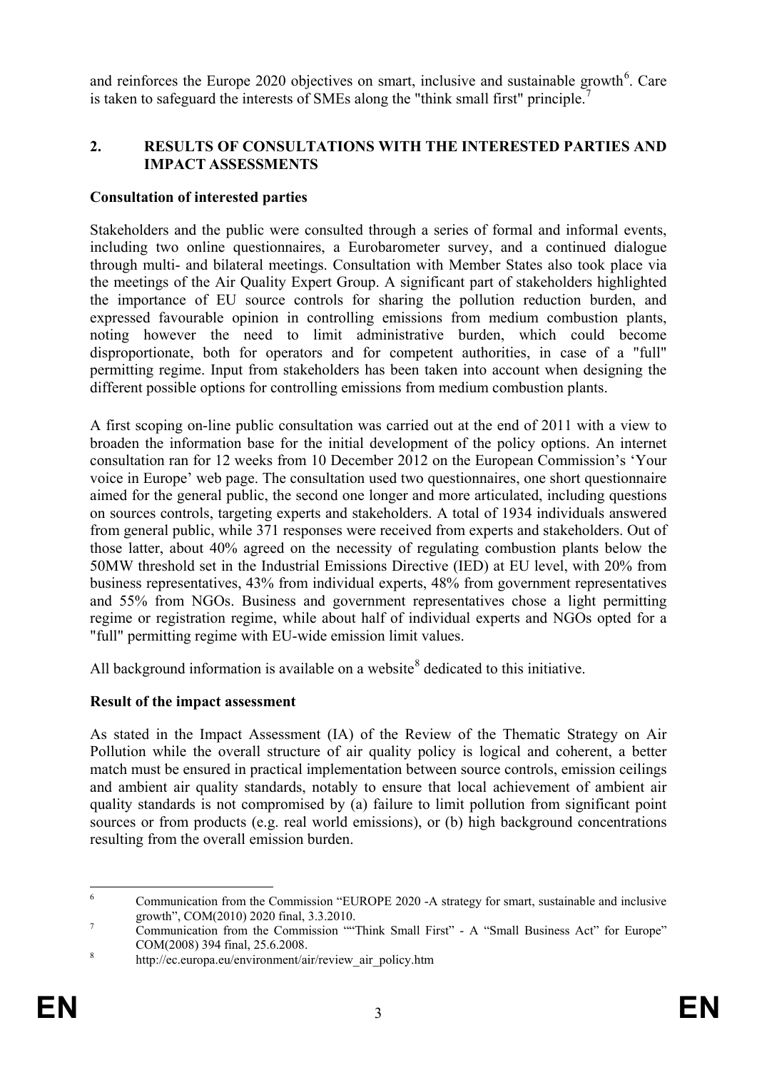and reinforces the Europe 2020 objectives on smart, inclusive and sustainable growth[6]. Care is taken to safeguard the interests of SMEs along the "think small first" principle.[7]

## 2. RESULTS OF CONSULTATIONS WITH THE INTERESTED PARTIES AND IMPACT ASSESSMENTS

**Consultation of interested parties**

Stakeholders and the public were consulted through a series of formal and informal events, including two online questionnaires, a Eurobarometer survey, and a continued dialogue through multi- and bilateral meetings. Consultation with Member States also took place via the meetings of the Air Quality Expert Group. A significant part of stakeholders highlighted the importance of EU source controls for sharing the pollution reduction burden, and expressed favourable opinion in controlling emissions from medium combustion plants, noting however the need to limit administrative burden, which could become disproportionate, both for operators and for competent authorities, in case of a "full" permitting regime. Input from stakeholders has been taken into account when designing the different possible options for controlling emissions from medium combustion plants.

A first scoping on-line public consultation was carried out at the end of 2011 with a view to broaden the information base for the initial development of the policy options. An internet consultation ran for 12 weeks from 10 December 2012 on the European Commission's 'Your voice in Europe' web page. The consultation used two questionnaires, one short questionnaire aimed for the general public, the second one longer and more articulated, including questions on sources controls, targeting experts and stakeholders. A total of 1934 individuals answered from general public, while 371 responses were received from experts and stakeholders. Out of those latter, about 40% agreed on the necessity of regulating combustion plants below the 50MW threshold set in the Industrial Emissions Directive (IED) at EU level, with 20% from business representatives, 43% from individual experts, 48% from government representatives and 55% from NGOs. Business and government representatives chose a light permitting regime or registration regime, while about half of individual experts and NGOs opted for a "full" permitting regime with EU-wide emission limit values.

All background information is available on a website[8] dedicated to this initiative.

**Result of the impact assessment**

As stated in the Impact Assessment (IA) of the Review of the Thematic Strategy on Air Pollution while the overall structure of air quality policy is logical and coherent, a better match must be ensured in practical implementation between source controls, emission ceilings and ambient air quality standards, notably to ensure that local achievement of ambient air quality standards is not compromised by (a) failure to limit pollution from significant point sources or from products (e.g. real world emissions), or (b) high background concentrations resulting from the overall emission burden.

---

[6] Communication from the Commission "EUROPE 2020 -A strategy for smart, sustainable and inclusive growth", COM(2010) 2020 final, 3.3.2010.

[7] Communication from the Commission ""Think Small First" - A "Small Business Act" for Europe" COM(2008) 394 final, 25.6.2008.

[8] http://ec.europa.eu/environment/air/review_air_policy.htm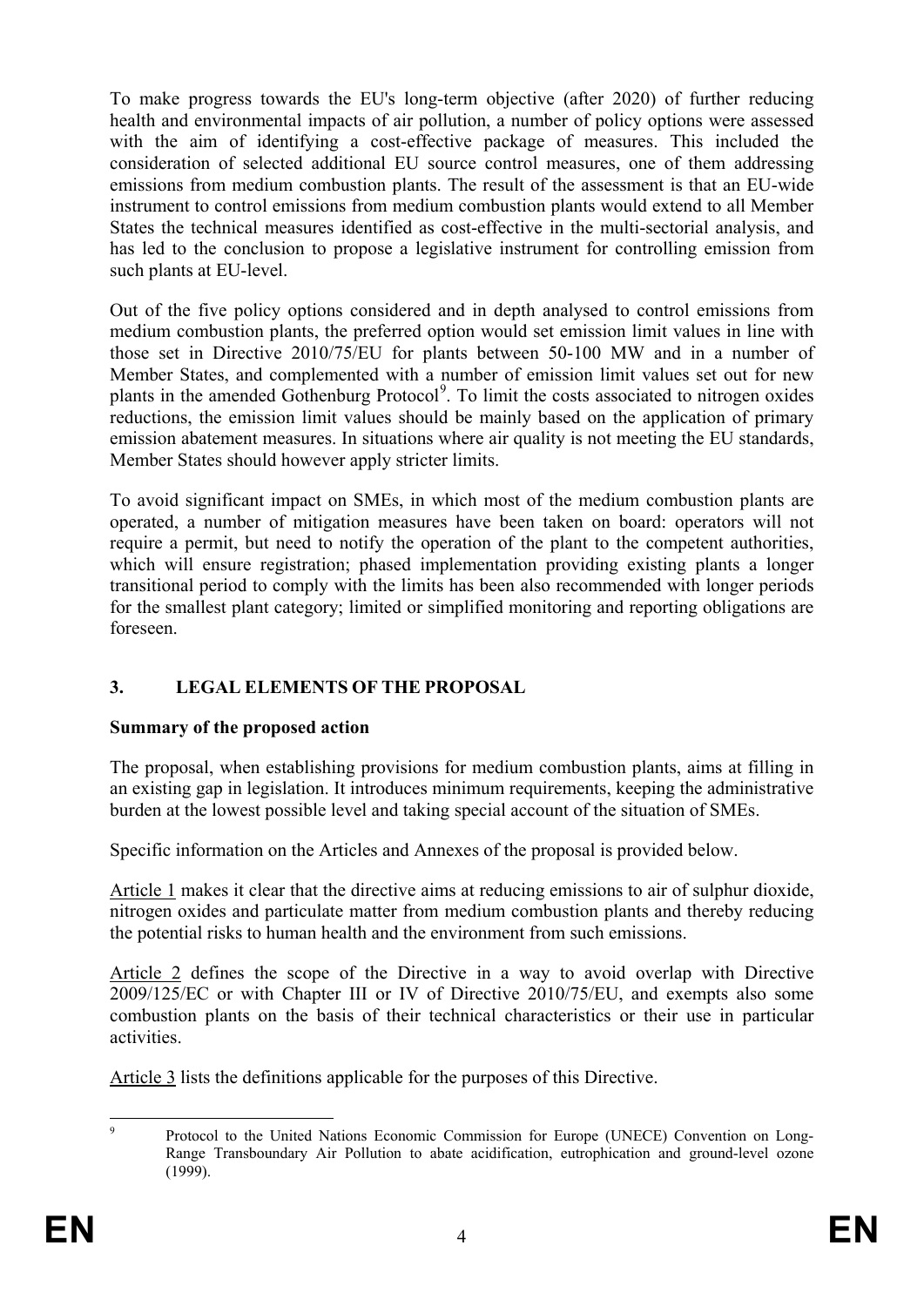To make progress towards the EU's long-term objective (after 2020) of further reducing health and environmental impacts of air pollution, a number of policy options were assessed with the aim of identifying a cost-effective package of measures. This included the consideration of selected additional EU source control measures, one of them addressing emissions from medium combustion plants. The result of the assessment is that an EU-wide instrument to control emissions from medium combustion plants would extend to all Member States the technical measures identified as cost-effective in the multi-sectorial analysis, and has led to the conclusion to propose a legislative instrument for controlling emission from such plants at EU-level.

Out of the five policy options considered and in depth analysed to control emissions from medium combustion plants, the preferred option would set emission limit values in line with those set in Directive 2010/75/EU for plants between 50-100 MW and in a number of Member States, and complemented with a number of emission limit values set out for new plants in the amended Gothenburg Protocol[9]. To limit the costs associated to nitrogen oxides reductions, the emission limit values should be mainly based on the application of primary emission abatement measures. In situations where air quality is not meeting the EU standards, Member States should however apply stricter limits.

To avoid significant impact on SMEs, in which most of the medium combustion plants are operated, a number of mitigation measures have been taken on board: operators will not require a permit, but need to notify the operation of the plant to the competent authorities, which will ensure registration; phased implementation providing existing plants a longer transitional period to comply with the limits has been also recommended with longer periods for the smallest plant category; limited or simplified monitoring and reporting obligations are foreseen.

## 3. LEGAL ELEMENTS OF THE PROPOSAL

**Summary of the proposed action**

The proposal, when establishing provisions for medium combustion plants, aims at filling in an existing gap in legislation. It introduces minimum requirements, keeping the administrative burden at the lowest possible level and taking special account of the situation of SMEs.

Specific information on the Articles and Annexes of the proposal is provided below.

<u>Article 1</u> makes it clear that the directive aims at reducing emissions to air of sulphur dioxide, nitrogen oxides and particulate matter from medium combustion plants and thereby reducing the potential risks to human health and the environment from such emissions.

<u>Article 2</u> defines the scope of the Directive in a way to avoid overlap with Directive 2009/125/EC or with Chapter III or IV of Directive 2010/75/EU, and exempts also some combustion plants on the basis of their technical characteristics or their use in particular activities.

<u>Article 3</u> lists the definitions applicable for the purposes of this Directive.

---

[9] Protocol to the United Nations Economic Commission for Europe (UNECE) Convention on Long-Range Transboundary Air Pollution to abate acidification, eutrophication and ground-level ozone (1999).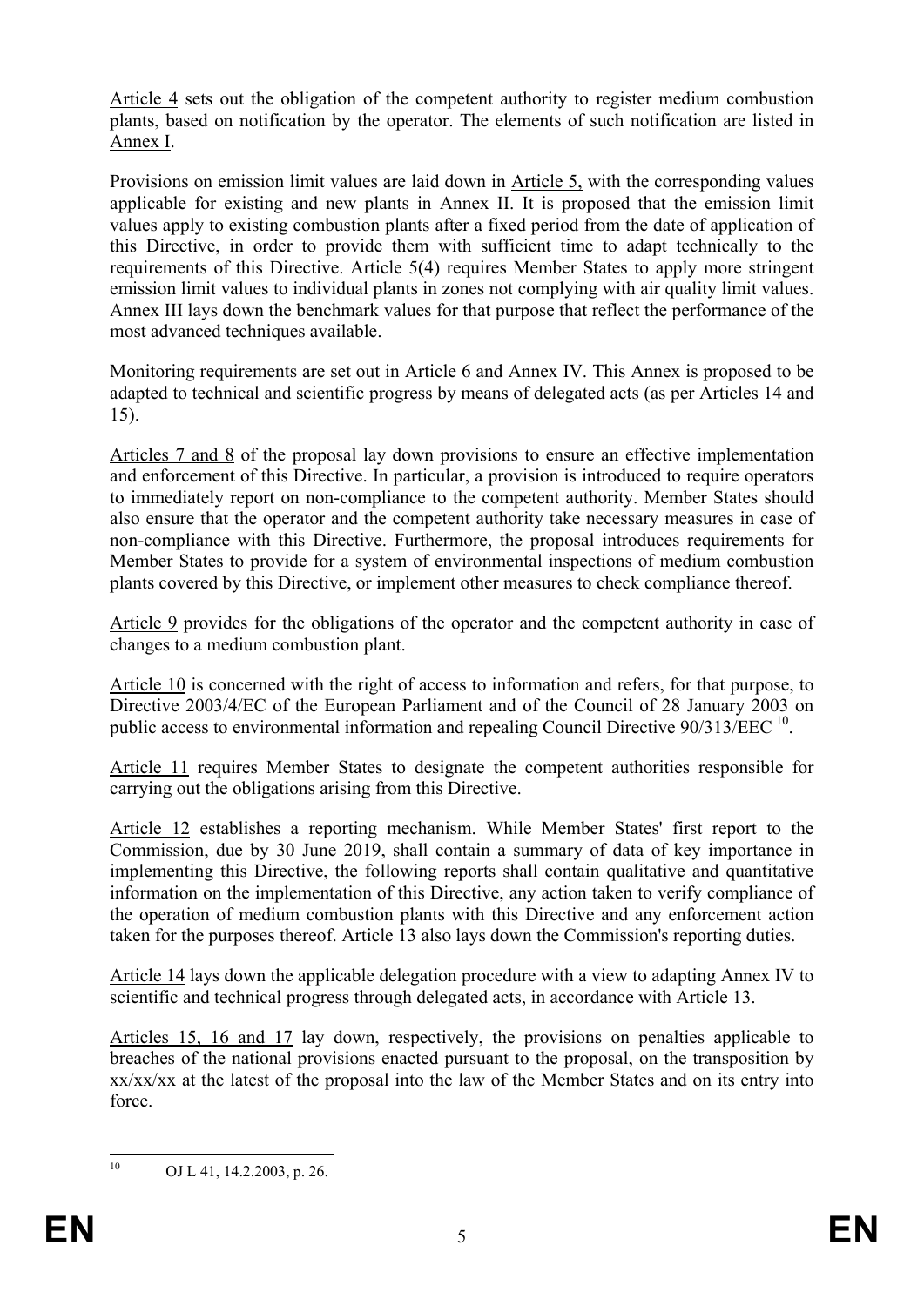Article 4 sets out the obligation of the competent authority to register medium combustion plants, based on notification by the operator. The elements of such notification are listed in Annex I.

Provisions on emission limit values are laid down in Article 5, with the corresponding values applicable for existing and new plants in Annex II. It is proposed that the emission limit values apply to existing combustion plants after a fixed period from the date of application of this Directive, in order to provide them with sufficient time to adapt technically to the requirements of this Directive. Article 5(4) requires Member States to apply more stringent emission limit values to individual plants in zones not complying with air quality limit values. Annex III lays down the benchmark values for that purpose that reflect the performance of the most advanced techniques available.

Monitoring requirements are set out in Article 6 and Annex IV. This Annex is proposed to be adapted to technical and scientific progress by means of delegated acts (as per Articles 14 and 15).

Articles 7 and 8 of the proposal lay down provisions to ensure an effective implementation and enforcement of this Directive. In particular, a provision is introduced to require operators to immediately report on non-compliance to the competent authority. Member States should also ensure that the operator and the competent authority take necessary measures in case of non-compliance with this Directive. Furthermore, the proposal introduces requirements for Member States to provide for a system of environmental inspections of medium combustion plants covered by this Directive, or implement other measures to check compliance thereof.

Article 9 provides for the obligations of the operator and the competent authority in case of changes to a medium combustion plant.

Article 10 is concerned with the right of access to information and refers, for that purpose, to Directive 2003/4/EC of the European Parliament and of the Council of 28 January 2003 on public access to environmental information and repealing Council Directive 90/313/EEC [10].

Article 11 requires Member States to designate the competent authorities responsible for carrying out the obligations arising from this Directive.

Article 12 establishes a reporting mechanism. While Member States' first report to the Commission, due by 30 June 2019, shall contain a summary of data of key importance in implementing this Directive, the following reports shall contain qualitative and quantitative information on the implementation of this Directive, any action taken to verify compliance of the operation of medium combustion plants with this Directive and any enforcement action taken for the purposes thereof. Article 13 also lays down the Commission's reporting duties.

Article 14 lays down the applicable delegation procedure with a view to adapting Annex IV to scientific and technical progress through delegated acts, in accordance with Article 13.

Articles 15, 16 and 17 lay down, respectively, the provisions on penalties applicable to breaches of the national provisions enacted pursuant to the proposal, on the transposition by xx/xx/xx at the latest of the proposal into the law of the Member States and on its entry into force.

[10] OJ L 41, 14.2.2003, p. 26.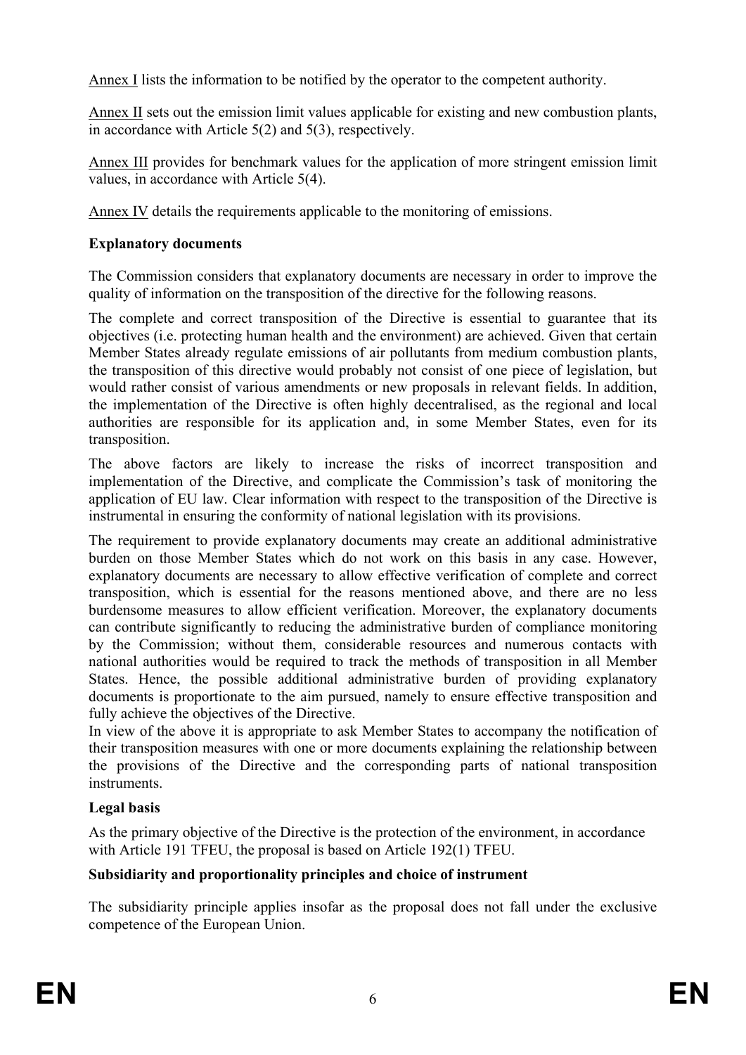Annex I lists the information to be notified by the operator to the competent authority.

Annex II sets out the emission limit values applicable for existing and new combustion plants, in accordance with Article 5(2) and 5(3), respectively.

Annex III provides for benchmark values for the application of more stringent emission limit values, in accordance with Article 5(4).

Annex IV details the requirements applicable to the monitoring of emissions.

**Explanatory documents**

The Commission considers that explanatory documents are necessary in order to improve the quality of information on the transposition of the directive for the following reasons.

The complete and correct transposition of the Directive is essential to guarantee that its objectives (i.e. protecting human health and the environment) are achieved. Given that certain Member States already regulate emissions of air pollutants from medium combustion plants, the transposition of this directive would probably not consist of one piece of legislation, but would rather consist of various amendments or new proposals in relevant fields. In addition, the implementation of the Directive is often highly decentralised, as the regional and local authorities are responsible for its application and, in some Member States, even for its transposition.

The above factors are likely to increase the risks of incorrect transposition and implementation of the Directive, and complicate the Commission's task of monitoring the application of EU law. Clear information with respect to the transposition of the Directive is instrumental in ensuring the conformity of national legislation with its provisions.

The requirement to provide explanatory documents may create an additional administrative burden on those Member States which do not work on this basis in any case. However, explanatory documents are necessary to allow effective verification of complete and correct transposition, which is essential for the reasons mentioned above, and there are no less burdensome measures to allow efficient verification. Moreover, the explanatory documents can contribute significantly to reducing the administrative burden of compliance monitoring by the Commission; without them, considerable resources and numerous contacts with national authorities would be required to track the methods of transposition in all Member States. Hence, the possible additional administrative burden of providing explanatory documents is proportionate to the aim pursued, namely to ensure effective transposition and fully achieve the objectives of the Directive.

In view of the above it is appropriate to ask Member States to accompany the notification of their transposition measures with one or more documents explaining the relationship between the provisions of the Directive and the corresponding parts of national transposition instruments.

**Legal basis**

As the primary objective of the Directive is the protection of the environment, in accordance with Article 191 TFEU, the proposal is based on Article 192(1) TFEU.

**Subsidiarity and proportionality principles and choice of instrument**

The subsidiarity principle applies insofar as the proposal does not fall under the exclusive competence of the European Union.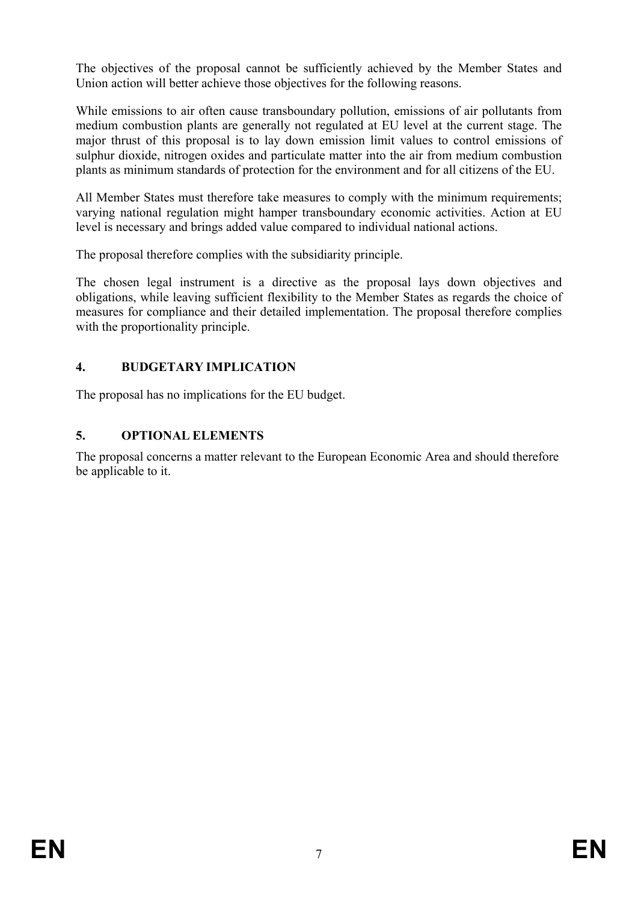The objectives of the proposal cannot be sufficiently achieved by the Member States and Union action will better achieve those objectives for the following reasons.

While emissions to air often cause transboundary pollution, emissions of air pollutants from medium combustion plants are generally not regulated at EU level at the current stage. The major thrust of this proposal is to lay down emission limit values to control emissions of sulphur dioxide, nitrogen oxides and particulate matter into the air from medium combustion plants as minimum standards of protection for the environment and for all citizens of the EU.

All Member States must therefore take measures to comply with the minimum requirements; varying national regulation might hamper transboundary economic activities. Action at EU level is necessary and brings added value compared to individual national actions.

The proposal therefore complies with the subsidiarity principle.

The chosen legal instrument is a directive as the proposal lays down objectives and obligations, while leaving sufficient flexibility to the Member States as regards the choice of measures for compliance and their detailed implementation. The proposal therefore complies with the proportionality principle.

## 4. BUDGETARY IMPLICATION

The proposal has no implications for the EU budget.

## 5. OPTIONAL ELEMENTS

The proposal concerns a matter relevant to the European Economic Area and should therefore be applicable to it.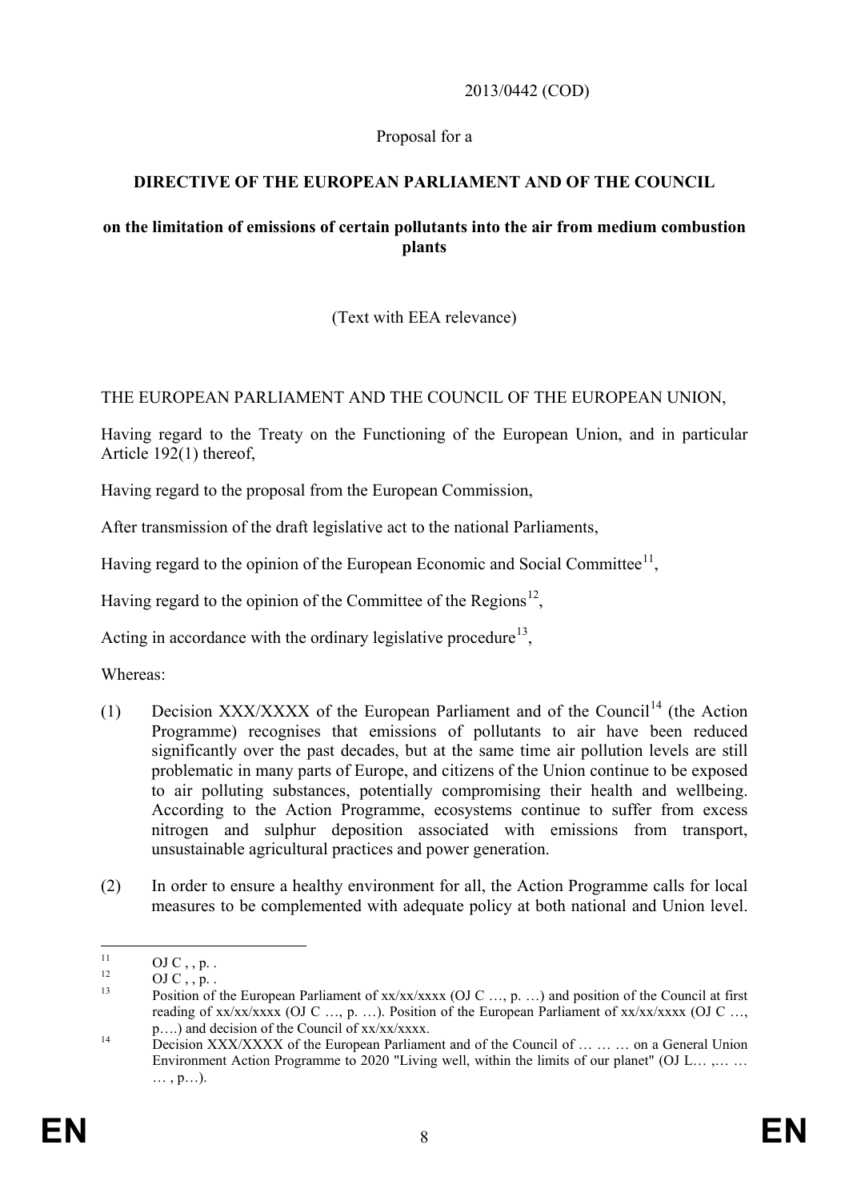2013/0442 (COD)

Proposal for a

**DIRECTIVE OF THE EUROPEAN PARLIAMENT AND OF THE COUNCIL**

**on the limitation of emissions of certain pollutants into the air from medium combustion plants**

(Text with EEA relevance)

THE EUROPEAN PARLIAMENT AND THE COUNCIL OF THE EUROPEAN UNION,

Having regard to the Treaty on the Functioning of the European Union, and in particular Article 192(1) thereof,

Having regard to the proposal from the European Commission,

After transmission of the draft legislative act to the national Parliaments,

Having regard to the opinion of the European Economic and Social Committee[11],

Having regard to the opinion of the Committee of the Regions[12],

Acting in accordance with the ordinary legislative procedure[13],

Whereas:

(1) Decision XXX/XXXX of the European Parliament and of the Council[14] (the Action Programme) recognises that emissions of pollutants to air have been reduced significantly over the past decades, but at the same time air pollution levels are still problematic in many parts of Europe, and citizens of the Union continue to be exposed to air polluting substances, potentially compromising their health and wellbeing. According to the Action Programme, ecosystems continue to suffer from excess nitrogen and sulphur deposition associated with emissions from transport, unsustainable agricultural practices and power generation.

(2) In order to ensure a healthy environment for all, the Action Programme calls for local measures to be complemented with adequate policy at both national and Union level.

---

[11] OJ C , , p. .

[12] OJ C , , p. .

[13] Position of the European Parliament of xx/xx/xxxx (OJ C …, p. …) and position of the Council at first reading of xx/xx/xxxx (OJ C …, p. …). Position of the European Parliament of xx/xx/xxxx (OJ C …, p….) and decision of the Council of xx/xx/xxxx.

[14] Decision XXX/XXXX of the European Parliament and of the Council of … … … on a General Union Environment Action Programme to 2020 "Living well, within the limits of our planet" (OJ L… ,… … … , p…).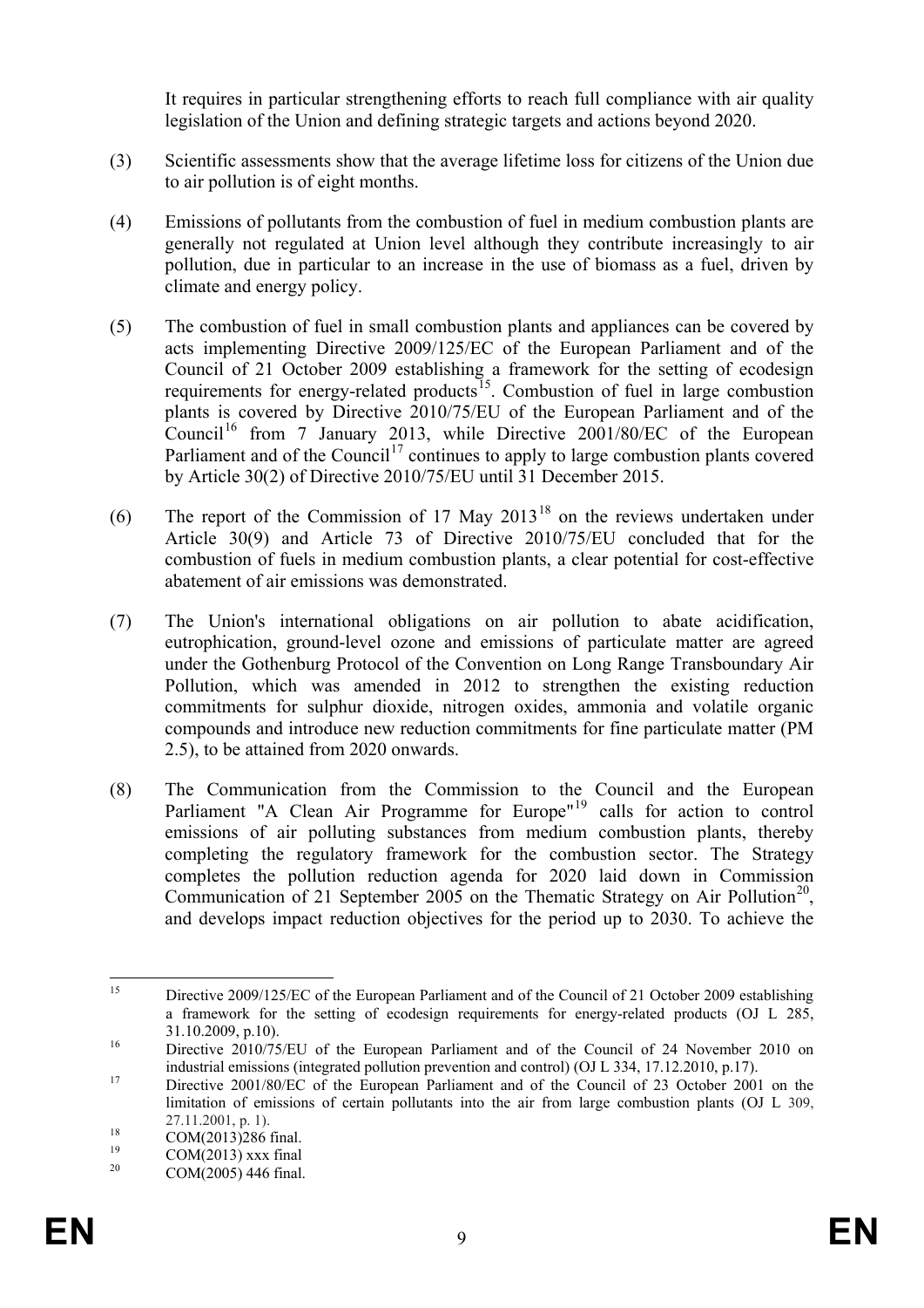It requires in particular strengthening efforts to reach full compliance with air quality legislation of the Union and defining strategic targets and actions beyond 2020.

(3) Scientific assessments show that the average lifetime loss for citizens of the Union due to air pollution is of eight months.

(4) Emissions of pollutants from the combustion of fuel in medium combustion plants are generally not regulated at Union level although they contribute increasingly to air pollution, due in particular to an increase in the use of biomass as a fuel, driven by climate and energy policy.

(5) The combustion of fuel in small combustion plants and appliances can be covered by acts implementing Directive 2009/125/EC of the European Parliament and of the Council of 21 October 2009 establishing a framework for the setting of ecodesign requirements for energy-related products[15]. Combustion of fuel in large combustion plants is covered by Directive 2010/75/EU of the European Parliament and of the Council[16] from 7 January 2013, while Directive 2001/80/EC of the European Parliament and of the Council[17] continues to apply to large combustion plants covered by Article 30(2) of Directive 2010/75/EU until 31 December 2015.

(6) The report of the Commission of 17 May 2013[18] on the reviews undertaken under Article 30(9) and Article 73 of Directive 2010/75/EU concluded that for the combustion of fuels in medium combustion plants, a clear potential for cost-effective abatement of air emissions was demonstrated.

(7) The Union's international obligations on air pollution to abate acidification, eutrophication, ground-level ozone and emissions of particulate matter are agreed under the Gothenburg Protocol of the Convention on Long Range Transboundary Air Pollution, which was amended in 2012 to strengthen the existing reduction commitments for sulphur dioxide, nitrogen oxides, ammonia and volatile organic compounds and introduce new reduction commitments for fine particulate matter (PM 2.5), to be attained from 2020 onwards.

(8) The Communication from the Commission to the Council and the European Parliament "A Clean Air Programme for Europe"[19] calls for action to control emissions of air polluting substances from medium combustion plants, thereby completing the regulatory framework for the combustion sector. The Strategy completes the pollution reduction agenda for 2020 laid down in Commission Communication of 21 September 2005 on the Thematic Strategy on Air Pollution[20], and develops impact reduction objectives for the period up to 2030. To achieve the

---

[15] Directive 2009/125/EC of the European Parliament and of the Council of 21 October 2009 establishing a framework for the setting of ecodesign requirements for energy-related products (OJ L 285, 31.10.2009, p.10).

[16] Directive 2010/75/EU of the European Parliament and of the Council of 24 November 2010 on industrial emissions (integrated pollution prevention and control) (OJ L 334, 17.12.2010, p.17).

[17] Directive 2001/80/EC of the European Parliament and of the Council of 23 October 2001 on the limitation of emissions of certain pollutants into the air from large combustion plants (OJ L 309, 27.11.2001, p. 1).

[18] COM(2013)286 final.

[19] COM(2013) xxx final

[20] COM(2005) 446 final.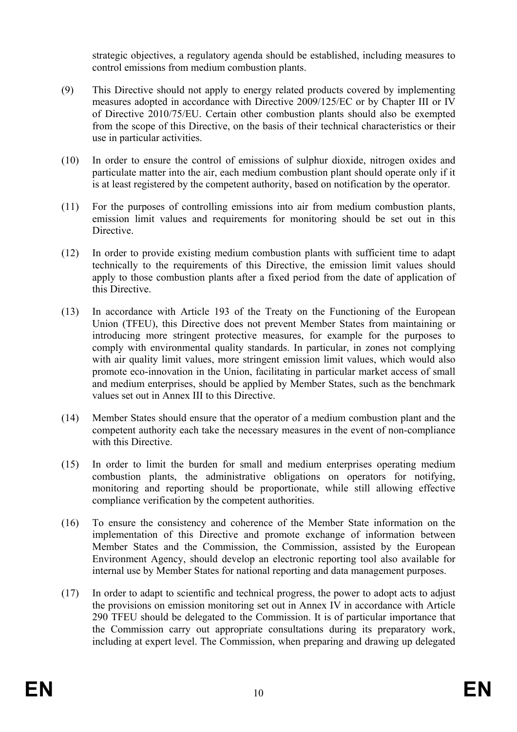strategic objectives, a regulatory agenda should be established, including measures to control emissions from medium combustion plants.

(9) This Directive should not apply to energy related products covered by implementing measures adopted in accordance with Directive 2009/125/EC or by Chapter III or IV of Directive 2010/75/EU. Certain other combustion plants should also be exempted from the scope of this Directive, on the basis of their technical characteristics or their use in particular activities.

(10) In order to ensure the control of emissions of sulphur dioxide, nitrogen oxides and particulate matter into the air, each medium combustion plant should operate only if it is at least registered by the competent authority, based on notification by the operator.

(11) For the purposes of controlling emissions into air from medium combustion plants, emission limit values and requirements for monitoring should be set out in this Directive.

(12) In order to provide existing medium combustion plants with sufficient time to adapt technically to the requirements of this Directive, the emission limit values should apply to those combustion plants after a fixed period from the date of application of this Directive.

(13) In accordance with Article 193 of the Treaty on the Functioning of the European Union (TFEU), this Directive does not prevent Member States from maintaining or introducing more stringent protective measures, for example for the purposes to comply with environmental quality standards. In particular, in zones not complying with air quality limit values, more stringent emission limit values, which would also promote eco-innovation in the Union, facilitating in particular market access of small and medium enterprises, should be applied by Member States, such as the benchmark values set out in Annex III to this Directive.

(14) Member States should ensure that the operator of a medium combustion plant and the competent authority each take the necessary measures in the event of non-compliance with this Directive.

(15) In order to limit the burden for small and medium enterprises operating medium combustion plants, the administrative obligations on operators for notifying, monitoring and reporting should be proportionate, while still allowing effective compliance verification by the competent authorities.

(16) To ensure the consistency and coherence of the Member State information on the implementation of this Directive and promote exchange of information between Member States and the Commission, the Commission, assisted by the European Environment Agency, should develop an electronic reporting tool also available for internal use by Member States for national reporting and data management purposes.

(17) In order to adapt to scientific and technical progress, the power to adopt acts to adjust the provisions on emission monitoring set out in Annex IV in accordance with Article 290 TFEU should be delegated to the Commission. It is of particular importance that the Commission carry out appropriate consultations during its preparatory work, including at expert level. The Commission, when preparing and drawing up delegated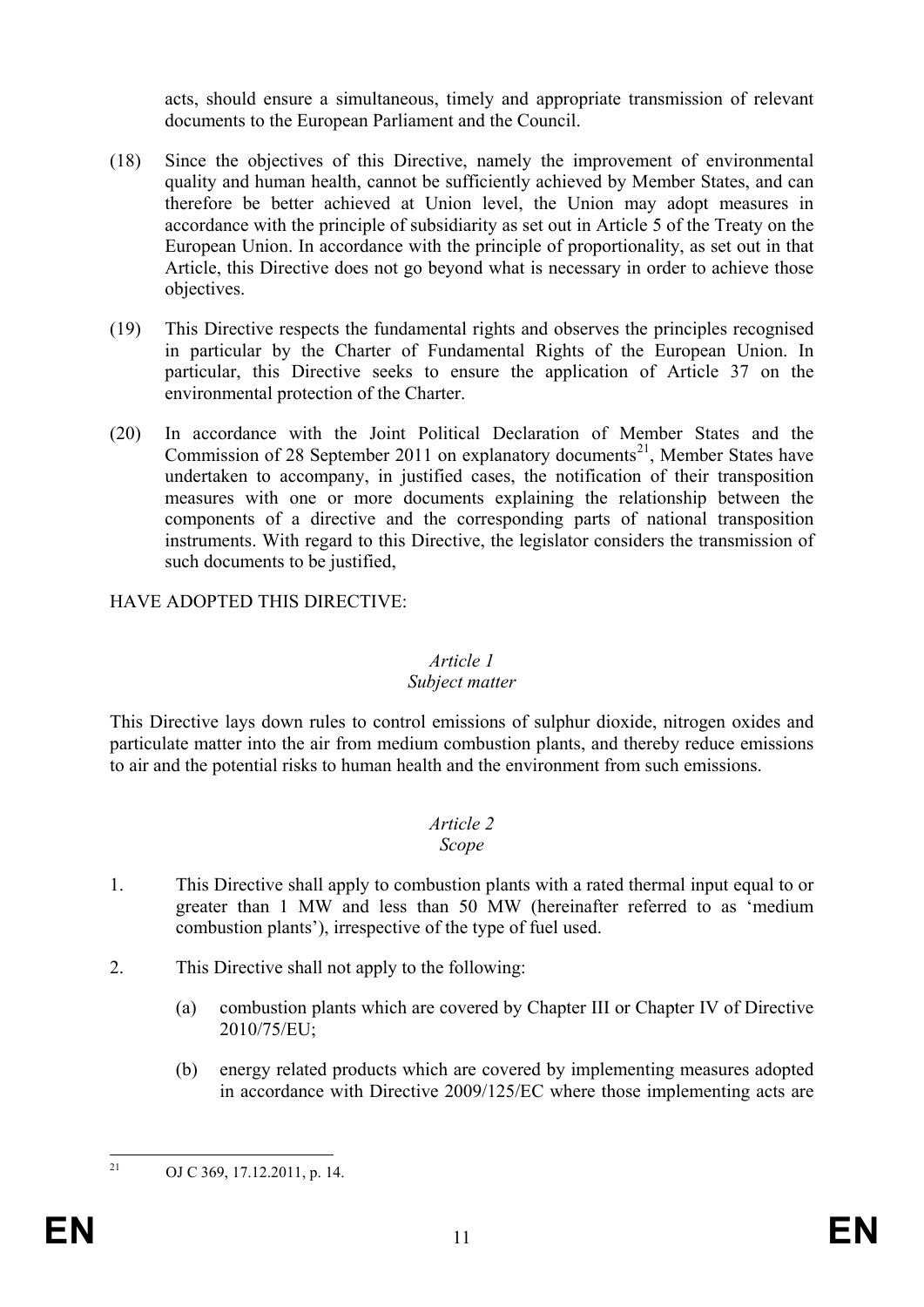acts, should ensure a simultaneous, timely and appropriate transmission of relevant documents to the European Parliament and the Council.

(18) Since the objectives of this Directive, namely the improvement of environmental quality and human health, cannot be sufficiently achieved by Member States, and can therefore be better achieved at Union level, the Union may adopt measures in accordance with the principle of subsidiarity as set out in Article 5 of the Treaty on the European Union. In accordance with the principle of proportionality, as set out in that Article, this Directive does not go beyond what is necessary in order to achieve those objectives.

(19) This Directive respects the fundamental rights and observes the principles recognised in particular by the Charter of Fundamental Rights of the European Union. In particular, this Directive seeks to ensure the application of Article 37 on the environmental protection of the Charter.

(20) In accordance with the Joint Political Declaration of Member States and the Commission of 28 September 2011 on explanatory documents[21], Member States have undertaken to accompany, in justified cases, the notification of their transposition measures with one or more documents explaining the relationship between the components of a directive and the corresponding parts of national transposition instruments. With regard to this Directive, the legislator considers the transmission of such documents to be justified,

HAVE ADOPTED THIS DIRECTIVE:

*Article 1*
*Subject matter*

This Directive lays down rules to control emissions of sulphur dioxide, nitrogen oxides and particulate matter into the air from medium combustion plants, and thereby reduce emissions to air and the potential risks to human health and the environment from such emissions.

*Article 2*
*Scope*

1. This Directive shall apply to combustion plants with a rated thermal input equal to or greater than 1 MW and less than 50 MW (hereinafter referred to as 'medium combustion plants'), irrespective of the type of fuel used.

2. This Directive shall not apply to the following:

   (a) combustion plants which are covered by Chapter III or Chapter IV of Directive 2010/75/EU;

   (b) energy related products which are covered by implementing measures adopted in accordance with Directive 2009/125/EC where those implementing acts are

---

[21] OJ C 369, 17.12.2011, p. 14.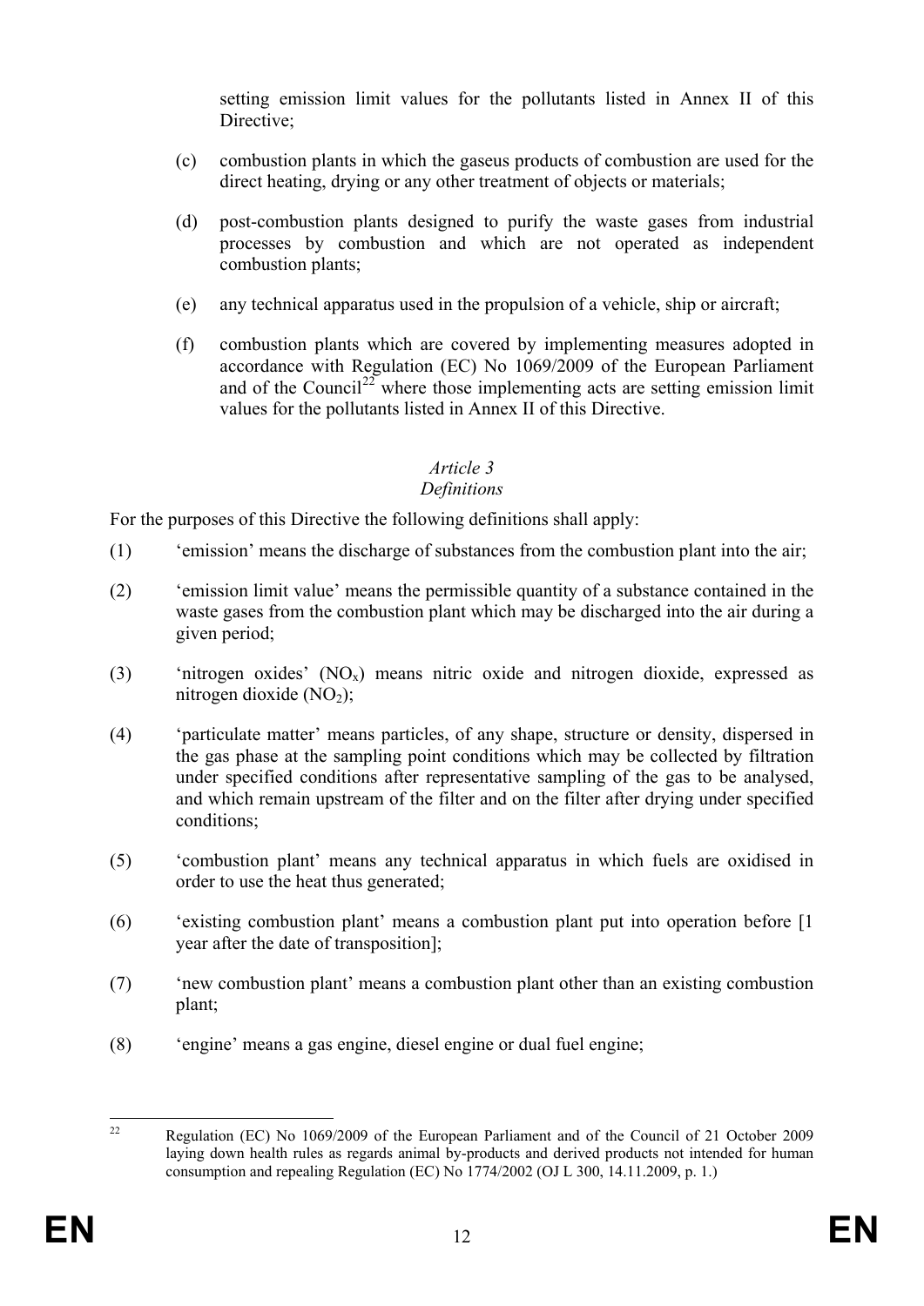setting emission limit values for the pollutants listed in Annex II of this Directive;

(c) combustion plants in which the gaseus products of combustion are used for the direct heating, drying or any other treatment of objects or materials;

(d) post-combustion plants designed to purify the waste gases from industrial processes by combustion and which are not operated as independent combustion plants;

(e) any technical apparatus used in the propulsion of a vehicle, ship or aircraft;

(f) combustion plants which are covered by implementing measures adopted in accordance with Regulation (EC) No 1069/2009 of the European Parliament and of the Council[22] where those implementing acts are setting emission limit values for the pollutants listed in Annex II of this Directive.

*Article 3*
*Definitions*

For the purposes of this Directive the following definitions shall apply:

(1) 'emission' means the discharge of substances from the combustion plant into the air;

(2) 'emission limit value' means the permissible quantity of a substance contained in the waste gases from the combustion plant which may be discharged into the air during a given period;

(3) 'nitrogen oxides' ($NO_x$) means nitric oxide and nitrogen dioxide, expressed as nitrogen dioxide ($NO_2$);

(4) 'particulate matter' means particles, of any shape, structure or density, dispersed in the gas phase at the sampling point conditions which may be collected by filtration under specified conditions after representative sampling of the gas to be analysed, and which remain upstream of the filter and on the filter after drying under specified conditions;

(5) 'combustion plant' means any technical apparatus in which fuels are oxidised in order to use the heat thus generated;

(6) 'existing combustion plant' means a combustion plant put into operation before [1 year after the date of transposition];

(7) 'new combustion plant' means a combustion plant other than an existing combustion plant;

(8) 'engine' means a gas engine, diesel engine or dual fuel engine;

---

[22] Regulation (EC) No 1069/2009 of the European Parliament and of the Council of 21 October 2009 laying down health rules as regards animal by-products and derived products not intended for human consumption and repealing Regulation (EC) No 1774/2002 (OJ L 300, 14.11.2009, p. 1.)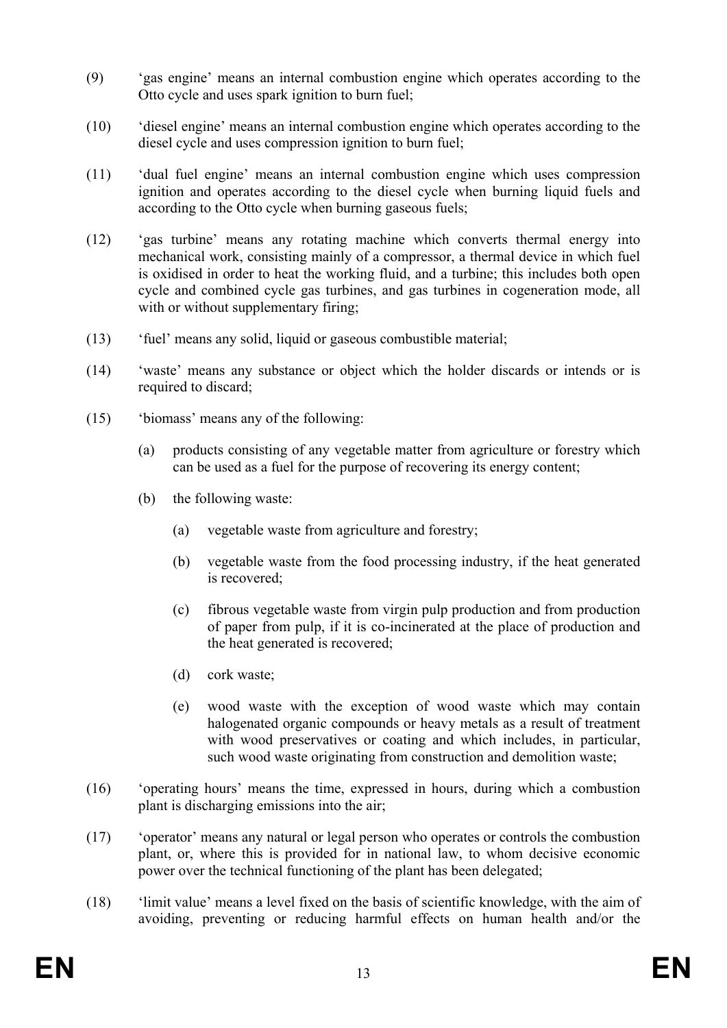(9) 'gas engine' means an internal combustion engine which operates according to the Otto cycle and uses spark ignition to burn fuel;

(10) 'diesel engine' means an internal combustion engine which operates according to the diesel cycle and uses compression ignition to burn fuel;

(11) 'dual fuel engine' means an internal combustion engine which uses compression ignition and operates according to the diesel cycle when burning liquid fuels and according to the Otto cycle when burning gaseous fuels;

(12) 'gas turbine' means any rotating machine which converts thermal energy into mechanical work, consisting mainly of a compressor, a thermal device in which fuel is oxidised in order to heat the working fluid, and a turbine; this includes both open cycle and combined cycle gas turbines, and gas turbines in cogeneration mode, all with or without supplementary firing;

(13) 'fuel' means any solid, liquid or gaseous combustible material;

(14) 'waste' means any substance or object which the holder discards or intends or is required to discard;

(15) 'biomass' means any of the following:

   (a) products consisting of any vegetable matter from agriculture or forestry which can be used as a fuel for the purpose of recovering its energy content;

   (b) the following waste:

      (a) vegetable waste from agriculture and forestry;

      (b) vegetable waste from the food processing industry, if the heat generated is recovered;

      (c) fibrous vegetable waste from virgin pulp production and from production of paper from pulp, if it is co-incinerated at the place of production and the heat generated is recovered;

      (d) cork waste;

      (e) wood waste with the exception of wood waste which may contain halogenated organic compounds or heavy metals as a result of treatment with wood preservatives or coating and which includes, in particular, such wood waste originating from construction and demolition waste;

(16) 'operating hours' means the time, expressed in hours, during which a combustion plant is discharging emissions into the air;

(17) 'operator' means any natural or legal person who operates or controls the combustion plant, or, where this is provided for in national law, to whom decisive economic power over the technical functioning of the plant has been delegated;

(18) 'limit value' means a level fixed on the basis of scientific knowledge, with the aim of avoiding, preventing or reducing harmful effects on human health and/or the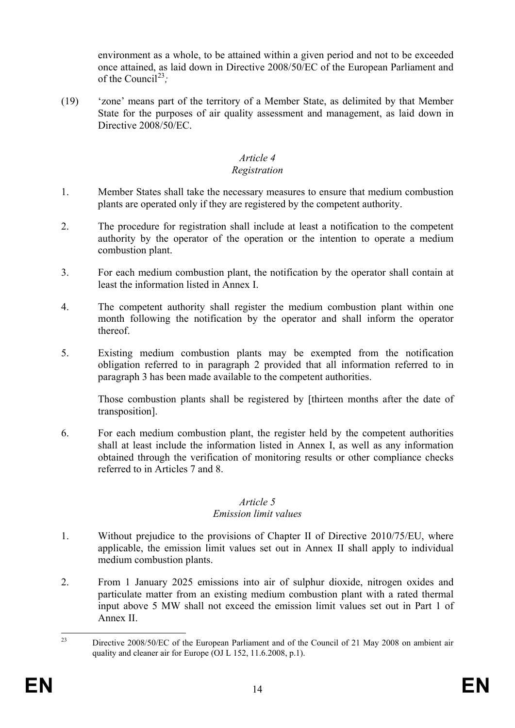environment as a whole, to be attained within a given period and not to be exceeded once attained, as laid down in Directive 2008/50/EC of the European Parliament and of the Council[23]*;*

(19) 'zone' means part of the territory of a Member State, as delimited by that Member State for the purposes of air quality assessment and management, as laid down in Directive 2008/50/EC.

*Article 4*
*Registration*

1. Member States shall take the necessary measures to ensure that medium combustion plants are operated only if they are registered by the competent authority.

2. The procedure for registration shall include at least a notification to the competent authority by the operator of the operation or the intention to operate a medium combustion plant.

3. For each medium combustion plant, the notification by the operator shall contain at least the information listed in Annex I.

4. The competent authority shall register the medium combustion plant within one month following the notification by the operator and shall inform the operator thereof.

5. Existing medium combustion plants may be exempted from the notification obligation referred to in paragraph 2 provided that all information referred to in paragraph 3 has been made available to the competent authorities.

   Those combustion plants shall be registered by [thirteen months after the date of transposition].

6. For each medium combustion plant, the register held by the competent authorities shall at least include the information listed in Annex I, as well as any information obtained through the verification of monitoring results or other compliance checks referred to in Articles 7 and 8.

*Article 5*
*Emission limit values*

1. Without prejudice to the provisions of Chapter II of Directive 2010/75/EU, where applicable, the emission limit values set out in Annex II shall apply to individual medium combustion plants.

2. From 1 January 2025 emissions into air of sulphur dioxide, nitrogen oxides and particulate matter from an existing medium combustion plant with a rated thermal input above 5 MW shall not exceed the emission limit values set out in Part 1 of Annex II.

---

[23] Directive 2008/50/EC of the European Parliament and of the Council of 21 May 2008 on ambient air quality and cleaner air for Europe (OJ L 152, 11.6.2008, p.1).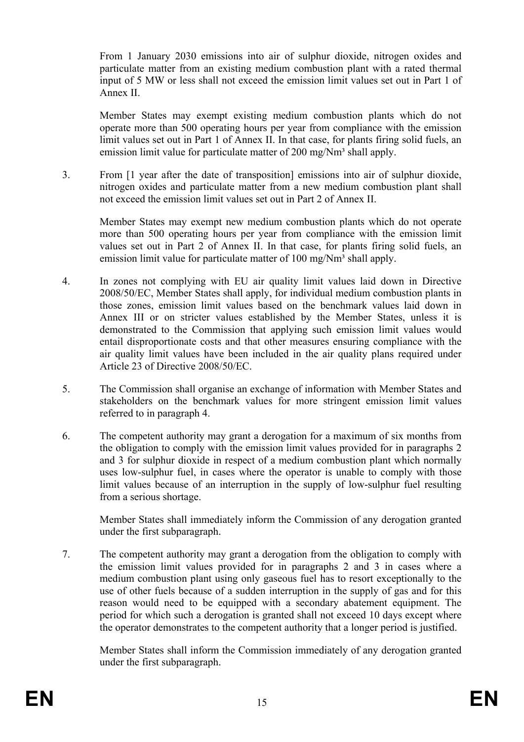From 1 January 2030 emissions into air of sulphur dioxide, nitrogen oxides and particulate matter from an existing medium combustion plant with a rated thermal input of 5 MW or less shall not exceed the emission limit values set out in Part 1 of Annex II.

Member States may exempt existing medium combustion plants which do not operate more than 500 operating hours per year from compliance with the emission limit values set out in Part 1 of Annex II. In that case, for plants firing solid fuels, an emission limit value for particulate matter of 200 mg/Nm³ shall apply.

3. From [1 year after the date of transposition] emissions into air of sulphur dioxide, nitrogen oxides and particulate matter from a new medium combustion plant shall not exceed the emission limit values set out in Part 2 of Annex II.

   Member States may exempt new medium combustion plants which do not operate more than 500 operating hours per year from compliance with the emission limit values set out in Part 2 of Annex II. In that case, for plants firing solid fuels, an emission limit value for particulate matter of 100 mg/Nm³ shall apply.

4. In zones not complying with EU air quality limit values laid down in Directive 2008/50/EC, Member States shall apply, for individual medium combustion plants in those zones, emission limit values based on the benchmark values laid down in Annex III or on stricter values established by the Member States, unless it is demonstrated to the Commission that applying such emission limit values would entail disproportionate costs and that other measures ensuring compliance with the air quality limit values have been included in the air quality plans required under Article 23 of Directive 2008/50/EC.

5. The Commission shall organise an exchange of information with Member States and stakeholders on the benchmark values for more stringent emission limit values referred to in paragraph 4.

6. The competent authority may grant a derogation for a maximum of six months from the obligation to comply with the emission limit values provided for in paragraphs 2 and 3 for sulphur dioxide in respect of a medium combustion plant which normally uses low-sulphur fuel, in cases where the operator is unable to comply with those limit values because of an interruption in the supply of low-sulphur fuel resulting from a serious shortage.

   Member States shall immediately inform the Commission of any derogation granted under the first subparagraph.

7. The competent authority may grant a derogation from the obligation to comply with the emission limit values provided for in paragraphs 2 and 3 in cases where a medium combustion plant using only gaseous fuel has to resort exceptionally to the use of other fuels because of a sudden interruption in the supply of gas and for this reason would need to be equipped with a secondary abatement equipment. The period for which such a derogation is granted shall not exceed 10 days except where the operator demonstrates to the competent authority that a longer period is justified.

   Member States shall inform the Commission immediately of any derogation granted under the first subparagraph.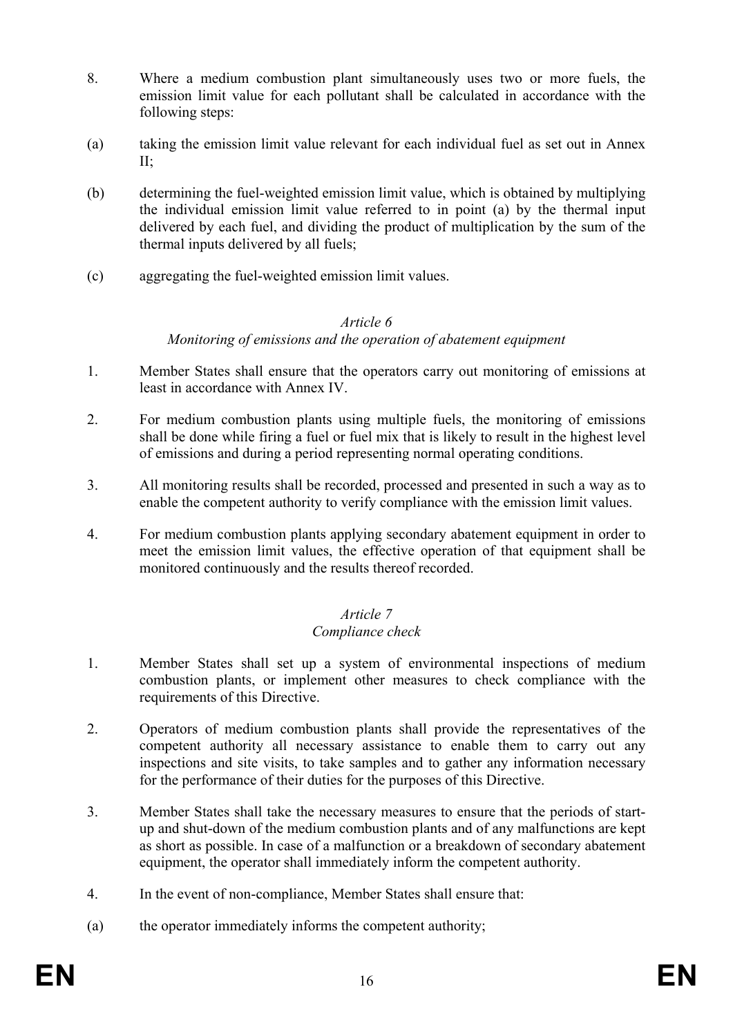8. Where a medium combustion plant simultaneously uses two or more fuels, the emission limit value for each pollutant shall be calculated in accordance with the following steps:

(a) taking the emission limit value relevant for each individual fuel as set out in Annex II;

(b) determining the fuel-weighted emission limit value, which is obtained by multiplying the individual emission limit value referred to in point (a) by the thermal input delivered by each fuel, and dividing the product of multiplication by the sum of the thermal inputs delivered by all fuels;

(c) aggregating the fuel-weighted emission limit values.

### *Article 6*
### *Monitoring of emissions and the operation of abatement equipment*

1. Member States shall ensure that the operators carry out monitoring of emissions at least in accordance with Annex IV.

2. For medium combustion plants using multiple fuels, the monitoring of emissions shall be done while firing a fuel or fuel mix that is likely to result in the highest level of emissions and during a period representing normal operating conditions.

3. All monitoring results shall be recorded, processed and presented in such a way as to enable the competent authority to verify compliance with the emission limit values.

4. For medium combustion plants applying secondary abatement equipment in order to meet the emission limit values, the effective operation of that equipment shall be monitored continuously and the results thereof recorded.

### *Article 7*
### *Compliance check*

1. Member States shall set up a system of environmental inspections of medium combustion plants, or implement other measures to check compliance with the requirements of this Directive.

2. Operators of medium combustion plants shall provide the representatives of the competent authority all necessary assistance to enable them to carry out any inspections and site visits, to take samples and to gather any information necessary for the performance of their duties for the purposes of this Directive.

3. Member States shall take the necessary measures to ensure that the periods of start-up and shut-down of the medium combustion plants and of any malfunctions are kept as short as possible. In case of a malfunction or a breakdown of secondary abatement equipment, the operator shall immediately inform the competent authority.

4. In the event of non-compliance, Member States shall ensure that:

(a) the operator immediately informs the competent authority;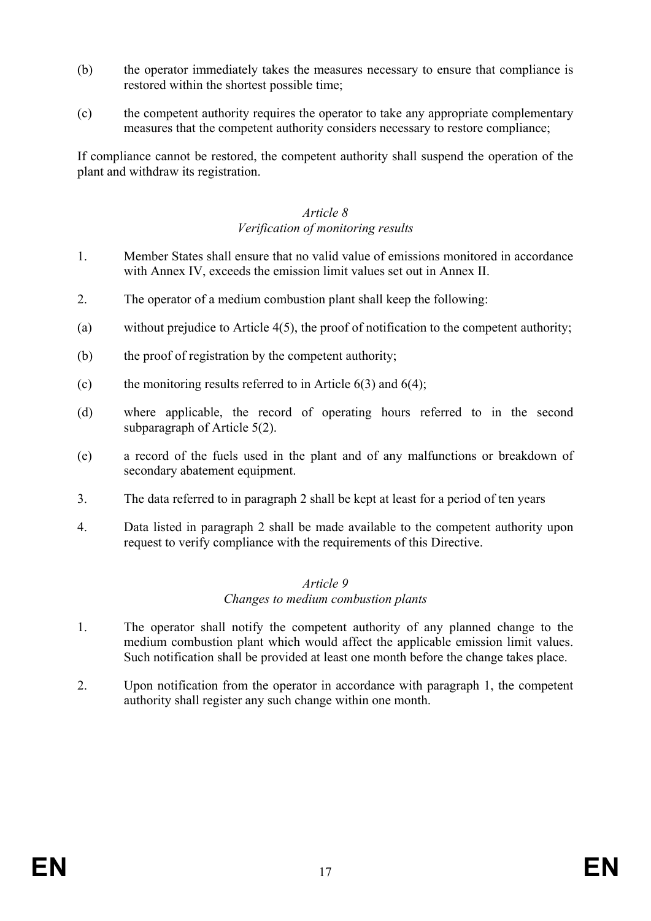(b) the operator immediately takes the measures necessary to ensure that compliance is restored within the shortest possible time;

(c) the competent authority requires the operator to take any appropriate complementary measures that the competent authority considers necessary to restore compliance;

If compliance cannot be restored, the competent authority shall suspend the operation of the plant and withdraw its registration.

### *Article 8*
### *Verification of monitoring results*

1. Member States shall ensure that no valid value of emissions monitored in accordance with Annex IV, exceeds the emission limit values set out in Annex II.

2. The operator of a medium combustion plant shall keep the following:

(a) without prejudice to Article 4(5), the proof of notification to the competent authority;

(b) the proof of registration by the competent authority;

(c) the monitoring results referred to in Article 6(3) and 6(4);

(d) where applicable, the record of operating hours referred to in the second subparagraph of Article 5(2).

(e) a record of the fuels used in the plant and of any malfunctions or breakdown of secondary abatement equipment.

3. The data referred to in paragraph 2 shall be kept at least for a period of ten years

4. Data listed in paragraph 2 shall be made available to the competent authority upon request to verify compliance with the requirements of this Directive.

### *Article 9*
### *Changes to medium combustion plants*

1. The operator shall notify the competent authority of any planned change to the medium combustion plant which would affect the applicable emission limit values. Such notification shall be provided at least one month before the change takes place.

2. Upon notification from the operator in accordance with paragraph 1, the competent authority shall register any such change within one month.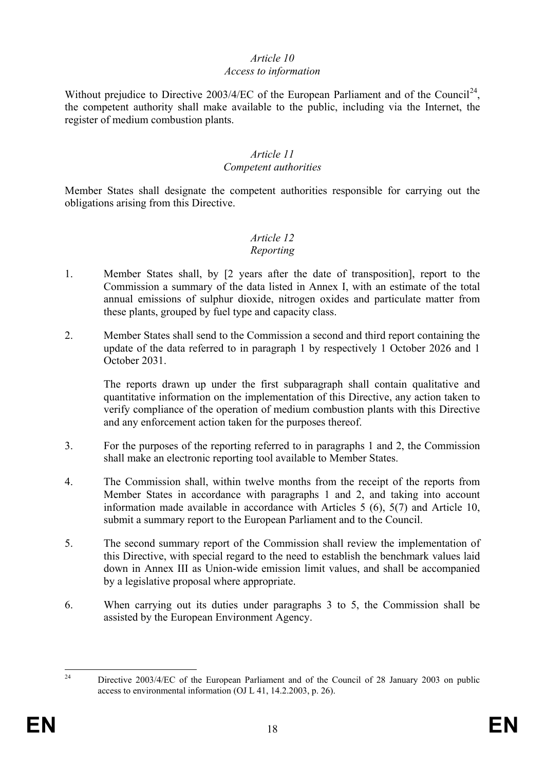*Article 10*
*Access to information*

Without prejudice to Directive 2003/4/EC of the European Parliament and of the Council[24], the competent authority shall make available to the public, including via the Internet, the register of medium combustion plants.

*Article 11*
*Competent authorities*

Member States shall designate the competent authorities responsible for carrying out the obligations arising from this Directive.

*Article 12*
*Reporting*

1. Member States shall, by [2 years after the date of transposition], report to the Commission a summary of the data listed in Annex I, with an estimate of the total annual emissions of sulphur dioxide, nitrogen oxides and particulate matter from these plants, grouped by fuel type and capacity class.

2. Member States shall send to the Commission a second and third report containing the update of the data referred to in paragraph 1 by respectively 1 October 2026 and 1 October 2031.

   The reports drawn up under the first subparagraph shall contain qualitative and quantitative information on the implementation of this Directive, any action taken to verify compliance of the operation of medium combustion plants with this Directive and any enforcement action taken for the purposes thereof.

3. For the purposes of the reporting referred to in paragraphs 1 and 2, the Commission shall make an electronic reporting tool available to Member States.

4. The Commission shall, within twelve months from the receipt of the reports from Member States in accordance with paragraphs 1 and 2, and taking into account information made available in accordance with Articles 5 (6), 5(7) and Article 10, submit a summary report to the European Parliament and to the Council.

5. The second summary report of the Commission shall review the implementation of this Directive, with special regard to the need to establish the benchmark values laid down in Annex III as Union-wide emission limit values, and shall be accompanied by a legislative proposal where appropriate.

6. When carrying out its duties under paragraphs 3 to 5, the Commission shall be assisted by the European Environment Agency.

---

[24] Directive 2003/4/EC of the European Parliament and of the Council of 28 January 2003 on public access to environmental information (OJ L 41, 14.2.2003, p. 26).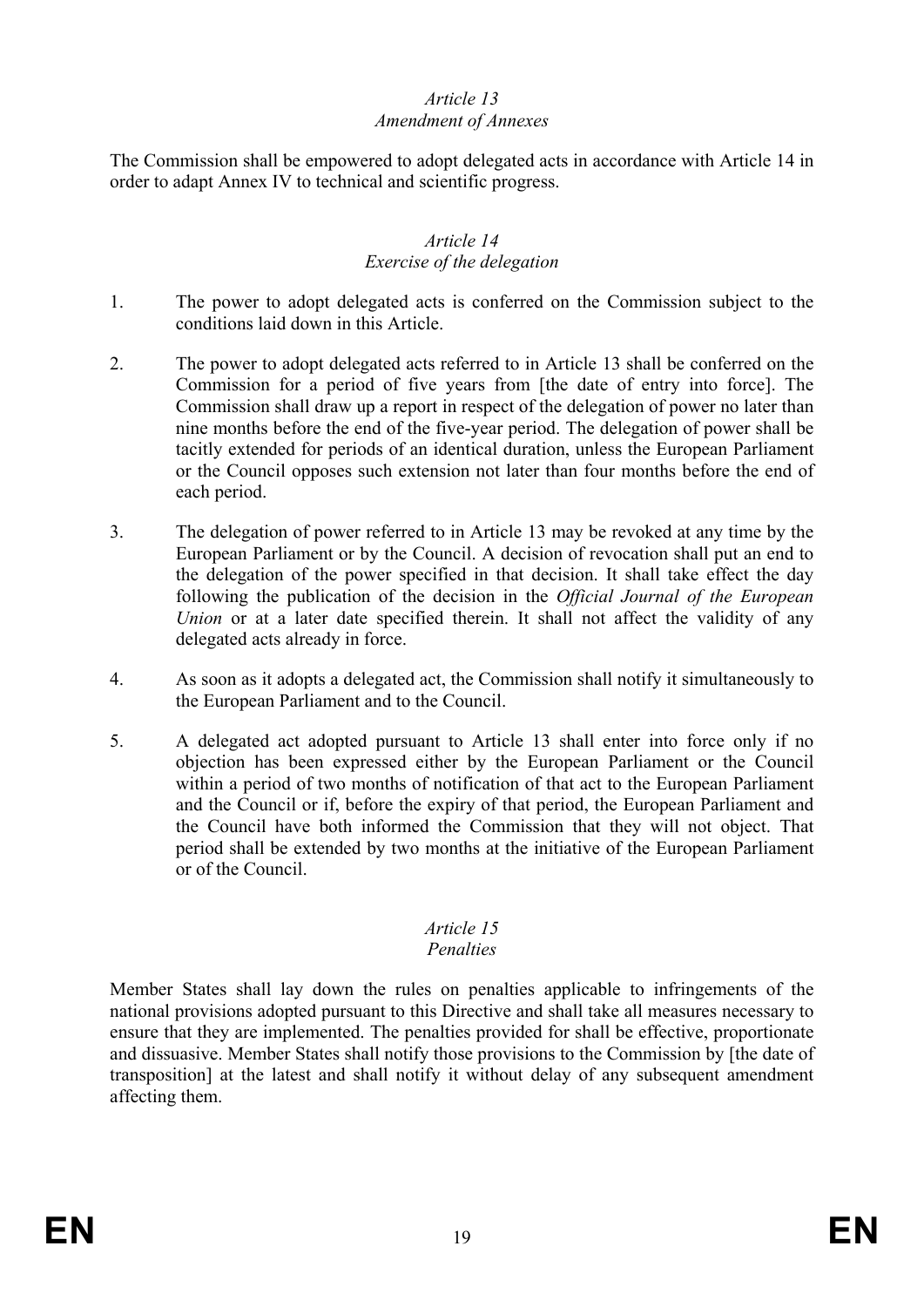*Article 13*
*Amendment of Annexes*

The Commission shall be empowered to adopt delegated acts in accordance with Article 14 in order to adapt Annex IV to technical and scientific progress.

*Article 14*
*Exercise of the delegation*

1. The power to adopt delegated acts is conferred on the Commission subject to the conditions laid down in this Article.

2. The power to adopt delegated acts referred to in Article 13 shall be conferred on the Commission for a period of five years from [the date of entry into force]. The Commission shall draw up a report in respect of the delegation of power no later than nine months before the end of the five-year period. The delegation of power shall be tacitly extended for periods of an identical duration, unless the European Parliament or the Council opposes such extension not later than four months before the end of each period.

3. The delegation of power referred to in Article 13 may be revoked at any time by the European Parliament or by the Council. A decision of revocation shall put an end to the delegation of the power specified in that decision. It shall take effect the day following the publication of the decision in the *Official Journal of the European Union* or at a later date specified therein. It shall not affect the validity of any delegated acts already in force.

4. As soon as it adopts a delegated act, the Commission shall notify it simultaneously to the European Parliament and to the Council.

5. A delegated act adopted pursuant to Article 13 shall enter into force only if no objection has been expressed either by the European Parliament or the Council within a period of two months of notification of that act to the European Parliament and the Council or if, before the expiry of that period, the European Parliament and the Council have both informed the Commission that they will not object. That period shall be extended by two months at the initiative of the European Parliament or of the Council.

*Article 15*
*Penalties*

Member States shall lay down the rules on penalties applicable to infringements of the national provisions adopted pursuant to this Directive and shall take all measures necessary to ensure that they are implemented. The penalties provided for shall be effective, proportionate and dissuasive. Member States shall notify those provisions to the Commission by [the date of transposition] at the latest and shall notify it without delay of any subsequent amendment affecting them.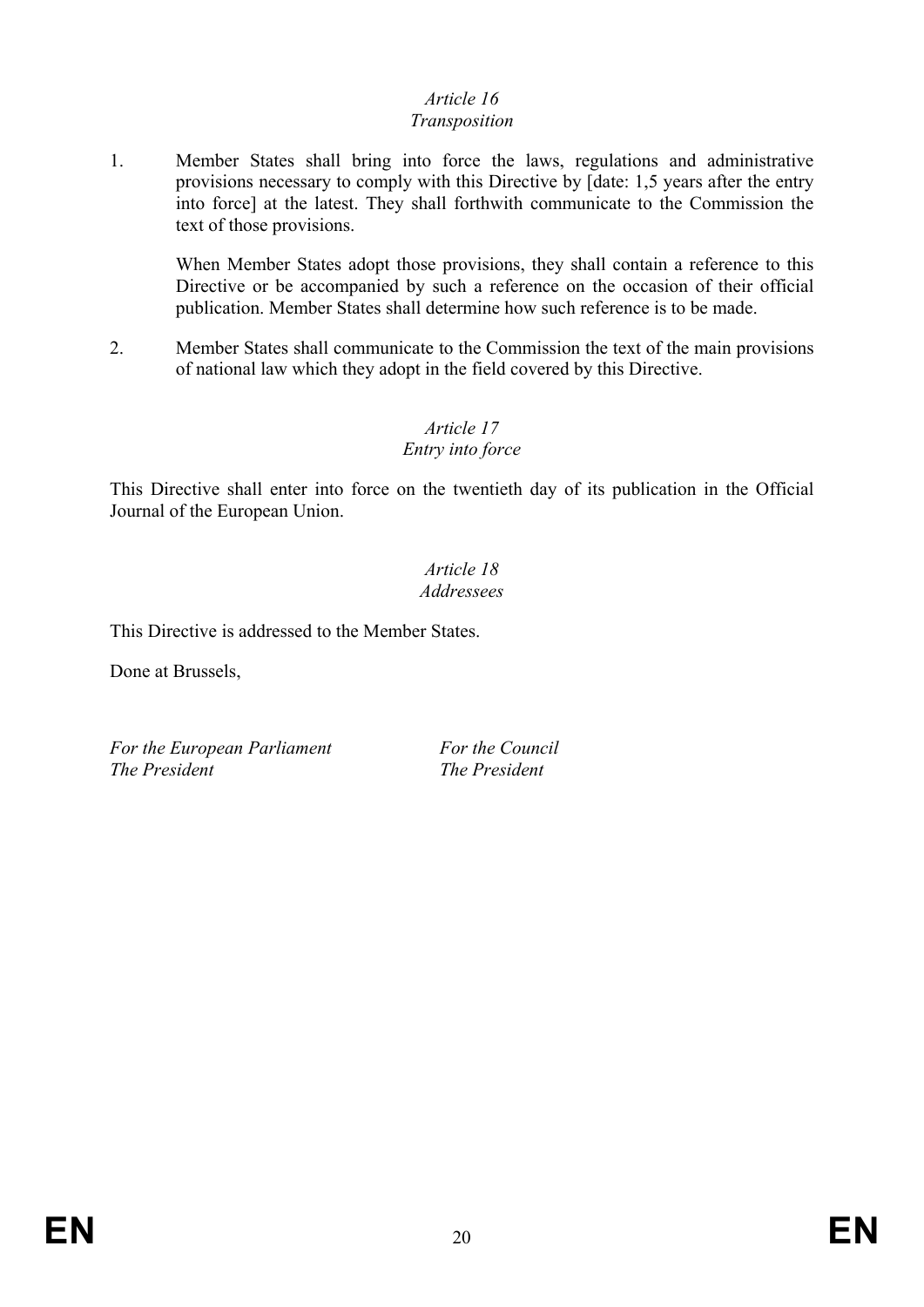*Article 16*
*Transposition*

1. Member States shall bring into force the laws, regulations and administrative provisions necessary to comply with this Directive by [date: 1,5 years after the entry into force] at the latest. They shall forthwith communicate to the Commission the text of those provisions.

   When Member States adopt those provisions, they shall contain a reference to this Directive or be accompanied by such a reference on the occasion of their official publication. Member States shall determine how such reference is to be made.

2. Member States shall communicate to the Commission the text of the main provisions of national law which they adopt in the field covered by this Directive.

*Article 17*
*Entry into force*

This Directive shall enter into force on the twentieth day of its publication in the Official Journal of the European Union.

*Article 18*
*Addressees*

This Directive is addressed to the Member States.

Done at Brussels,

| | |
|---|---|
| *For the European Parliament* | *For the Council* |
| *The President* | *The President* |